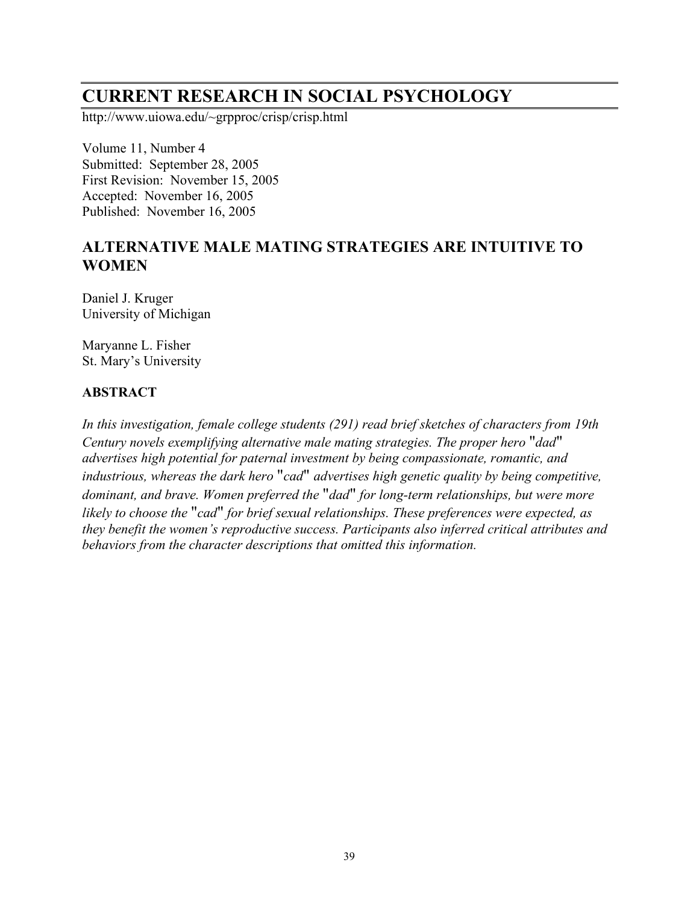# CURRENT RESEARCH IN SOCIAL PSYCHOLOGY

http://www.uiowa.edu/~grpproc/crisp/crisp.html

Volume 11, Number 4
Submitted: September 28, 2005
First Revision: November 15, 2005
Accepted: November 16, 2005
Published: November 16, 2005

## ALTERNATIVE MALE MATING STRATEGIES ARE INTUITIVE TO WOMEN

Daniel J. Kruger
University of Michigan

Maryanne L. Fisher
St. Mary's University

### ABSTRACT

*In this investigation, female college students (291) read brief sketches of characters from 19th Century novels exemplifying alternative male mating strategies. The proper hero "dad" advertises high potential for paternal investment by being compassionate, romantic, and industrious, whereas the dark hero "cad" advertises high genetic quality by being competitive, dominant, and brave. Women preferred the "dad" for long-term relationships, but were more likely to choose the "cad" for brief sexual relationships. These preferences were expected, as they benefit the women's reproductive success. Participants also inferred critical attributes and behaviors from the character descriptions that omitted this information.*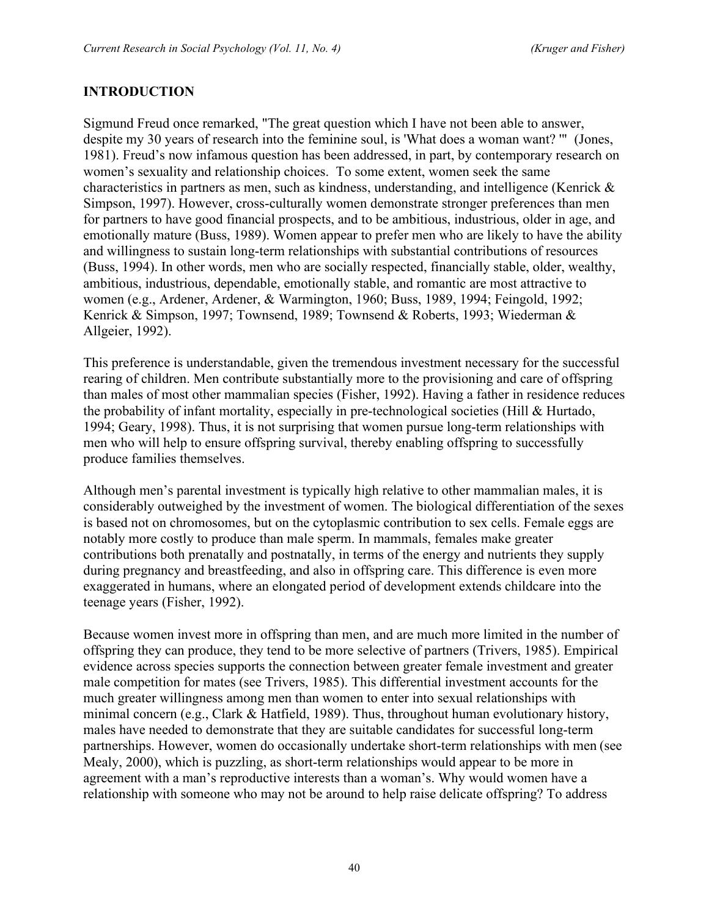## INTRODUCTION

Sigmund Freud once remarked, "The great question which I have not been able to answer, despite my 30 years of research into the feminine soul, is 'What does a woman want? '" (Jones, 1981). Freud's now infamous question has been addressed, in part, by contemporary research on women's sexuality and relationship choices. To some extent, women seek the same characteristics in partners as men, such as kindness, understanding, and intelligence (Kenrick & Simpson, 1997). However, cross-culturally women demonstrate stronger preferences than men for partners to have good financial prospects, and to be ambitious, industrious, older in age, and emotionally mature (Buss, 1989). Women appear to prefer men who are likely to have the ability and willingness to sustain long-term relationships with substantial contributions of resources (Buss, 1994). In other words, men who are socially respected, financially stable, older, wealthy, ambitious, industrious, dependable, emotionally stable, and romantic are most attractive to women (e.g., Ardener, Ardener, & Warmington, 1960; Buss, 1989, 1994; Feingold, 1992; Kenrick & Simpson, 1997; Townsend, 1989; Townsend & Roberts, 1993; Wiederman & Allgeier, 1992).

This preference is understandable, given the tremendous investment necessary for the successful rearing of children. Men contribute substantially more to the provisioning and care of offspring than males of most other mammalian species (Fisher, 1992). Having a father in residence reduces the probability of infant mortality, especially in pre-technological societies (Hill & Hurtado, 1994; Geary, 1998). Thus, it is not surprising that women pursue long-term relationships with men who will help to ensure offspring survival, thereby enabling offspring to successfully produce families themselves.

Although men's parental investment is typically high relative to other mammalian males, it is considerably outweighed by the investment of women. The biological differentiation of the sexes is based not on chromosomes, but on the cytoplasmic contribution to sex cells. Female eggs are notably more costly to produce than male sperm. In mammals, females make greater contributions both prenatally and postnatally, in terms of the energy and nutrients they supply during pregnancy and breastfeeding, and also in offspring care. This difference is even more exaggerated in humans, where an elongated period of development extends childcare into the teenage years (Fisher, 1992).

Because women invest more in offspring than men, and are much more limited in the number of offspring they can produce, they tend to be more selective of partners (Trivers, 1985). Empirical evidence across species supports the connection between greater female investment and greater male competition for mates (see Trivers, 1985). This differential investment accounts for the much greater willingness among men than women to enter into sexual relationships with minimal concern (e.g., Clark & Hatfield, 1989). Thus, throughout human evolutionary history, males have needed to demonstrate that they are suitable candidates for successful long-term partnerships. However, women do occasionally undertake short-term relationships with men (see Mealy, 2000), which is puzzling, as short-term relationships would appear to be more in agreement with a man's reproductive interests than a woman's. Why would women have a relationship with someone who may not be around to help raise delicate offspring? To address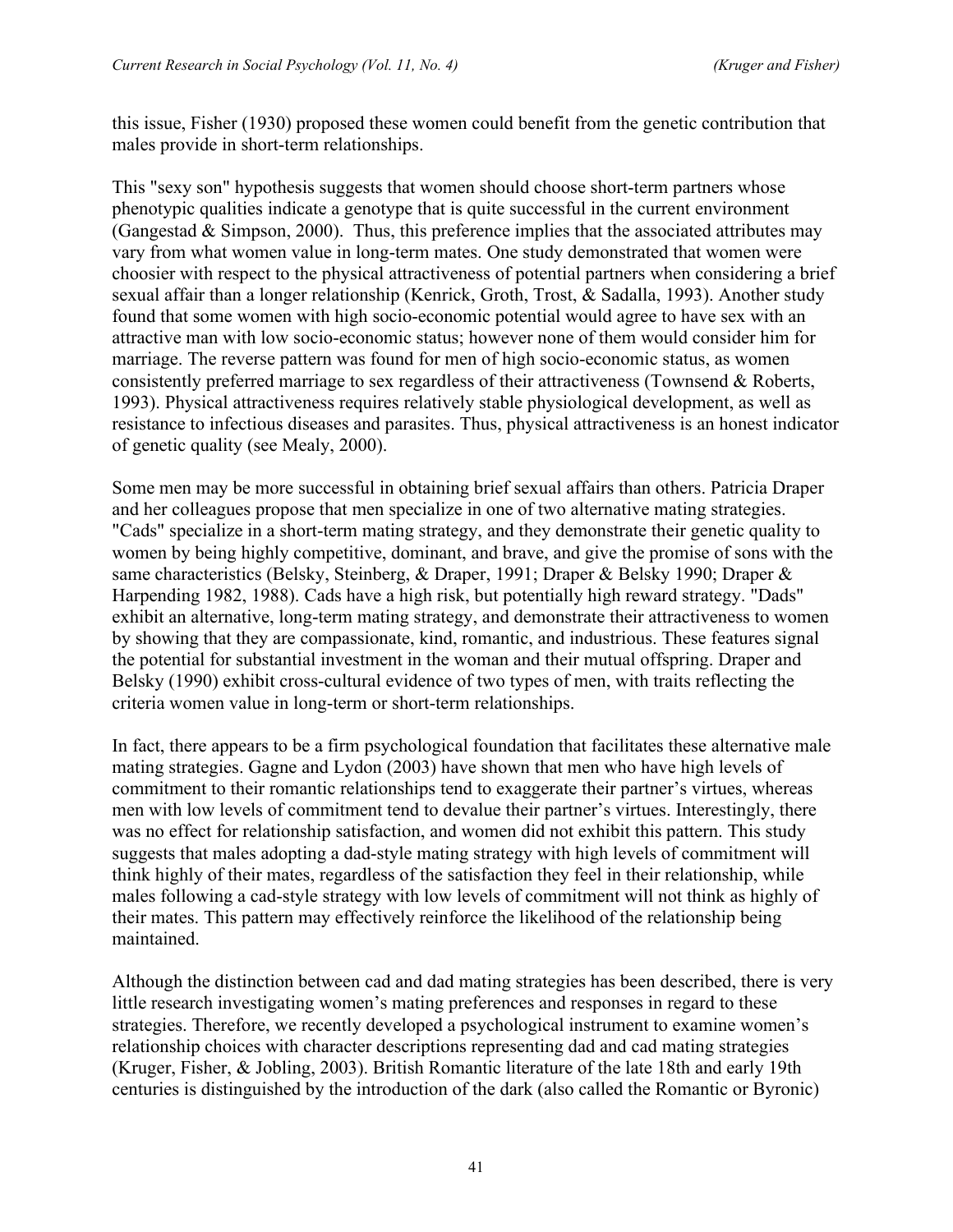this issue, Fisher (1930) proposed these women could benefit from the genetic contribution that males provide in short-term relationships.

This "sexy son" hypothesis suggests that women should choose short-term partners whose phenotypic qualities indicate a genotype that is quite successful in the current environment (Gangestad & Simpson, 2000). Thus, this preference implies that the associated attributes may vary from what women value in long-term mates. One study demonstrated that women were choosier with respect to the physical attractiveness of potential partners when considering a brief sexual affair than a longer relationship (Kenrick, Groth, Trost, & Sadalla, 1993). Another study found that some women with high socio-economic potential would agree to have sex with an attractive man with low socio-economic status; however none of them would consider him for marriage. The reverse pattern was found for men of high socio-economic status, as women consistently preferred marriage to sex regardless of their attractiveness (Townsend & Roberts, 1993). Physical attractiveness requires relatively stable physiological development, as well as resistance to infectious diseases and parasites. Thus, physical attractiveness is an honest indicator of genetic quality (see Mealy, 2000).

Some men may be more successful in obtaining brief sexual affairs than others. Patricia Draper and her colleagues propose that men specialize in one of two alternative mating strategies. "Cads" specialize in a short-term mating strategy, and they demonstrate their genetic quality to women by being highly competitive, dominant, and brave, and give the promise of sons with the same characteristics (Belsky, Steinberg, & Draper, 1991; Draper & Belsky 1990; Draper & Harpending 1982, 1988). Cads have a high risk, but potentially high reward strategy. "Dads" exhibit an alternative, long-term mating strategy, and demonstrate their attractiveness to women by showing that they are compassionate, kind, romantic, and industrious. These features signal the potential for substantial investment in the woman and their mutual offspring. Draper and Belsky (1990) exhibit cross-cultural evidence of two types of men, with traits reflecting the criteria women value in long-term or short-term relationships.

In fact, there appears to be a firm psychological foundation that facilitates these alternative male mating strategies. Gagne and Lydon (2003) have shown that men who have high levels of commitment to their romantic relationships tend to exaggerate their partner's virtues, whereas men with low levels of commitment tend to devalue their partner's virtues. Interestingly, there was no effect for relationship satisfaction, and women did not exhibit this pattern. This study suggests that males adopting a dad-style mating strategy with high levels of commitment will think highly of their mates, regardless of the satisfaction they feel in their relationship, while males following a cad-style strategy with low levels of commitment will not think as highly of their mates. This pattern may effectively reinforce the likelihood of the relationship being maintained.

Although the distinction between cad and dad mating strategies has been described, there is very little research investigating women's mating preferences and responses in regard to these strategies. Therefore, we recently developed a psychological instrument to examine women's relationship choices with character descriptions representing dad and cad mating strategies (Kruger, Fisher, & Jobling, 2003). British Romantic literature of the late 18th and early 19th centuries is distinguished by the introduction of the dark (also called the Romantic or Byronic)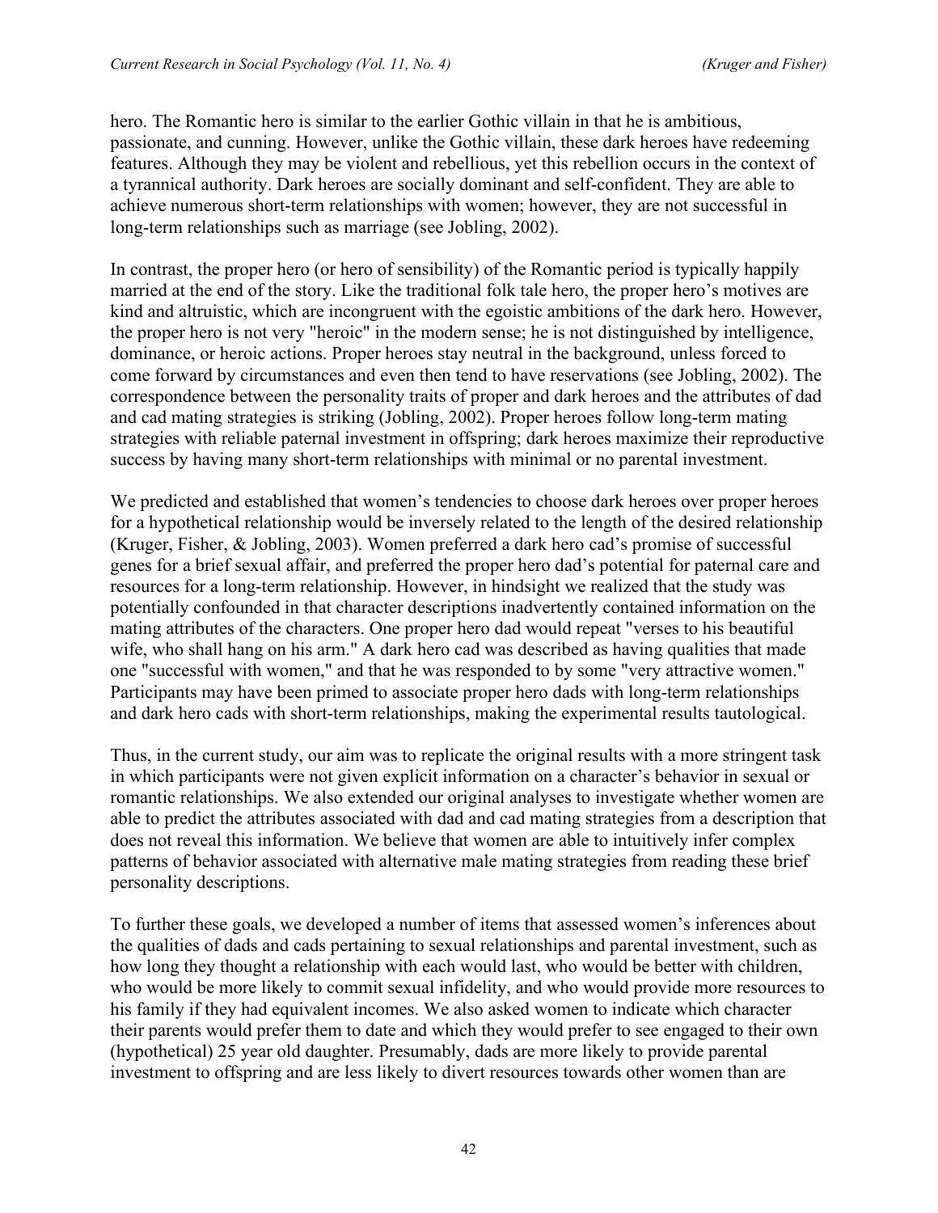hero. The Romantic hero is similar to the earlier Gothic villain in that he is ambitious, passionate, and cunning. However, unlike the Gothic villain, these dark heroes have redeeming features. Although they may be violent and rebellious, yet this rebellion occurs in the context of a tyrannical authority. Dark heroes are socially dominant and self-confident. They are able to achieve numerous short-term relationships with women; however, they are not successful in long-term relationships such as marriage (see Jobling, 2002).

In contrast, the proper hero (or hero of sensibility) of the Romantic period is typically happily married at the end of the story. Like the traditional folk tale hero, the proper hero's motives are kind and altruistic, which are incongruent with the egoistic ambitions of the dark hero. However, the proper hero is not very "heroic" in the modern sense; he is not distinguished by intelligence, dominance, or heroic actions. Proper heroes stay neutral in the background, unless forced to come forward by circumstances and even then tend to have reservations (see Jobling, 2002). The correspondence between the personality traits of proper and dark heroes and the attributes of dad and cad mating strategies is striking (Jobling, 2002). Proper heroes follow long-term mating strategies with reliable paternal investment in offspring; dark heroes maximize their reproductive success by having many short-term relationships with minimal or no parental investment.

We predicted and established that women's tendencies to choose dark heroes over proper heroes for a hypothetical relationship would be inversely related to the length of the desired relationship (Kruger, Fisher, & Jobling, 2003). Women preferred a dark hero cad's promise of successful genes for a brief sexual affair, and preferred the proper hero dad's potential for paternal care and resources for a long-term relationship. However, in hindsight we realized that the study was potentially confounded in that character descriptions inadvertently contained information on the mating attributes of the characters. One proper hero dad would repeat "verses to his beautiful wife, who shall hang on his arm." A dark hero cad was described as having qualities that made one "successful with women," and that he was responded to by some "very attractive women." Participants may have been primed to associate proper hero dads with long-term relationships and dark hero cads with short-term relationships, making the experimental results tautological.

Thus, in the current study, our aim was to replicate the original results with a more stringent task in which participants were not given explicit information on a character's behavior in sexual or romantic relationships. We also extended our original analyses to investigate whether women are able to predict the attributes associated with dad and cad mating strategies from a description that does not reveal this information. We believe that women are able to intuitively infer complex patterns of behavior associated with alternative male mating strategies from reading these brief personality descriptions.

To further these goals, we developed a number of items that assessed women's inferences about the qualities of dads and cads pertaining to sexual relationships and parental investment, such as how long they thought a relationship with each would last, who would be better with children, who would be more likely to commit sexual infidelity, and who would provide more resources to his family if they had equivalent incomes. We also asked women to indicate which character their parents would prefer them to date and which they would prefer to see engaged to their own (hypothetical) 25 year old daughter. Presumably, dads are more likely to provide parental investment to offspring and are less likely to divert resources towards other women than are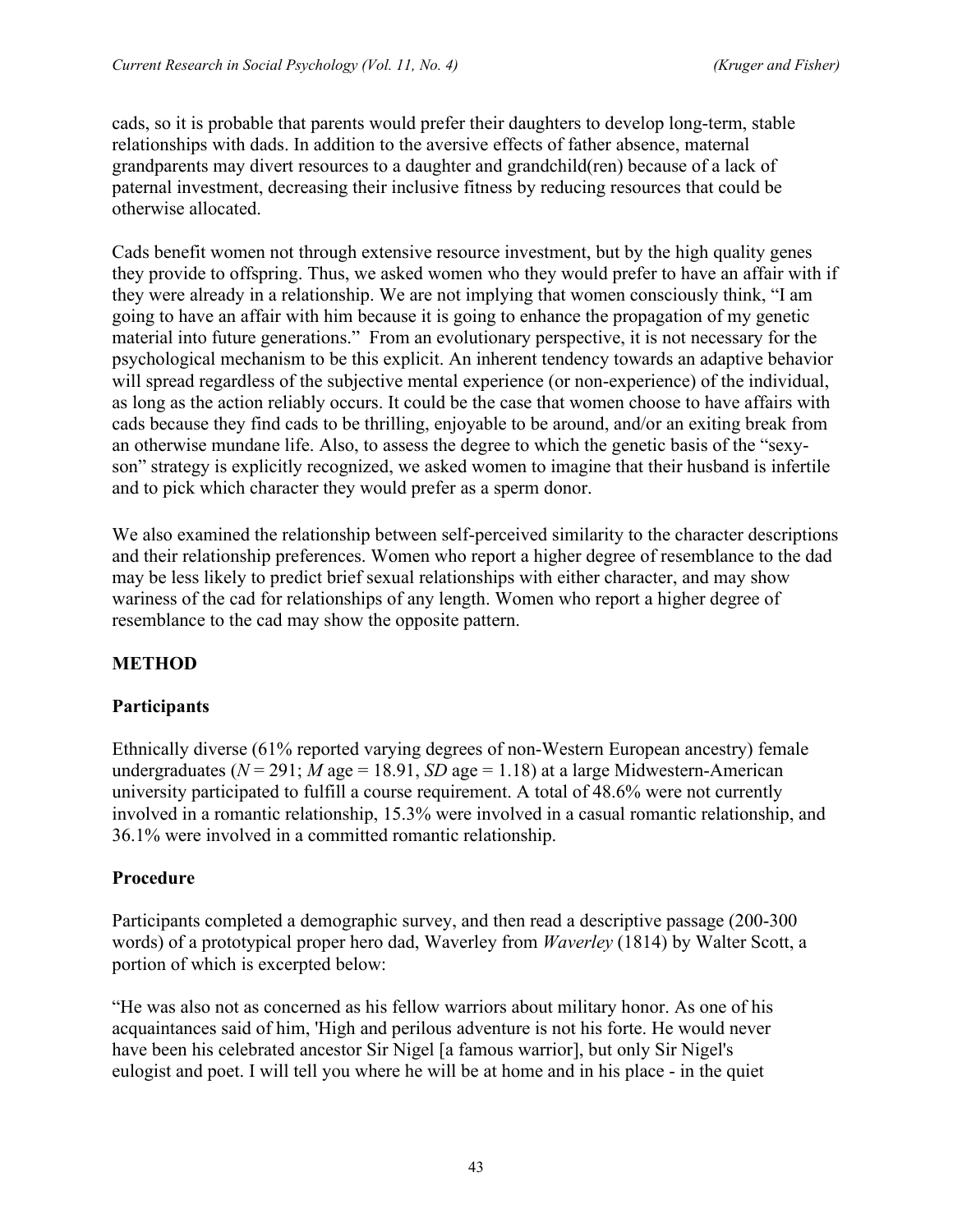cads, so it is probable that parents would prefer their daughters to develop long-term, stable relationships with dads. In addition to the aversive effects of father absence, maternal grandparents may divert resources to a daughter and grandchild(ren) because of a lack of paternal investment, decreasing their inclusive fitness by reducing resources that could be otherwise allocated.

Cads benefit women not through extensive resource investment, but by the high quality genes they provide to offspring. Thus, we asked women who they would prefer to have an affair with if they were already in a relationship. We are not implying that women consciously think, "I am going to have an affair with him because it is going to enhance the propagation of my genetic material into future generations." From an evolutionary perspective, it is not necessary for the psychological mechanism to be this explicit. An inherent tendency towards an adaptive behavior will spread regardless of the subjective mental experience (or non-experience) of the individual, as long as the action reliably occurs. It could be the case that women choose to have affairs with cads because they find cads to be thrilling, enjoyable to be around, and/or an exiting break from an otherwise mundane life. Also, to assess the degree to which the genetic basis of the "sexy-son" strategy is explicitly recognized, we asked women to imagine that their husband is infertile and to pick which character they would prefer as a sperm donor.

We also examined the relationship between self-perceived similarity to the character descriptions and their relationship preferences. Women who report a higher degree of resemblance to the dad may be less likely to predict brief sexual relationships with either character, and may show wariness of the cad for relationships of any length. Women who report a higher degree of resemblance to the cad may show the opposite pattern.

## METHOD

### Participants

Ethnically diverse (61% reported varying degrees of non-Western European ancestry) female undergraduates ($N = 291$; $M$ age = 18.91, $SD$ age = 1.18) at a large Midwestern-American university participated to fulfill a course requirement. A total of 48.6% were not currently involved in a romantic relationship, 15.3% were involved in a casual romantic relationship, and 36.1% were involved in a committed romantic relationship.

### Procedure

Participants completed a demographic survey, and then read a descriptive passage (200-300 words) of a prototypical proper hero dad, Waverley from *Waverley* (1814) by Walter Scott, a portion of which is excerpted below:

"He was also not as concerned as his fellow warriors about military honor. As one of his acquaintances said of him, 'High and perilous adventure is not his forte. He would never have been his celebrated ancestor Sir Nigel [a famous warrior], but only Sir Nigel's eulogist and poet. I will tell you where he will be at home and in his place - in the quiet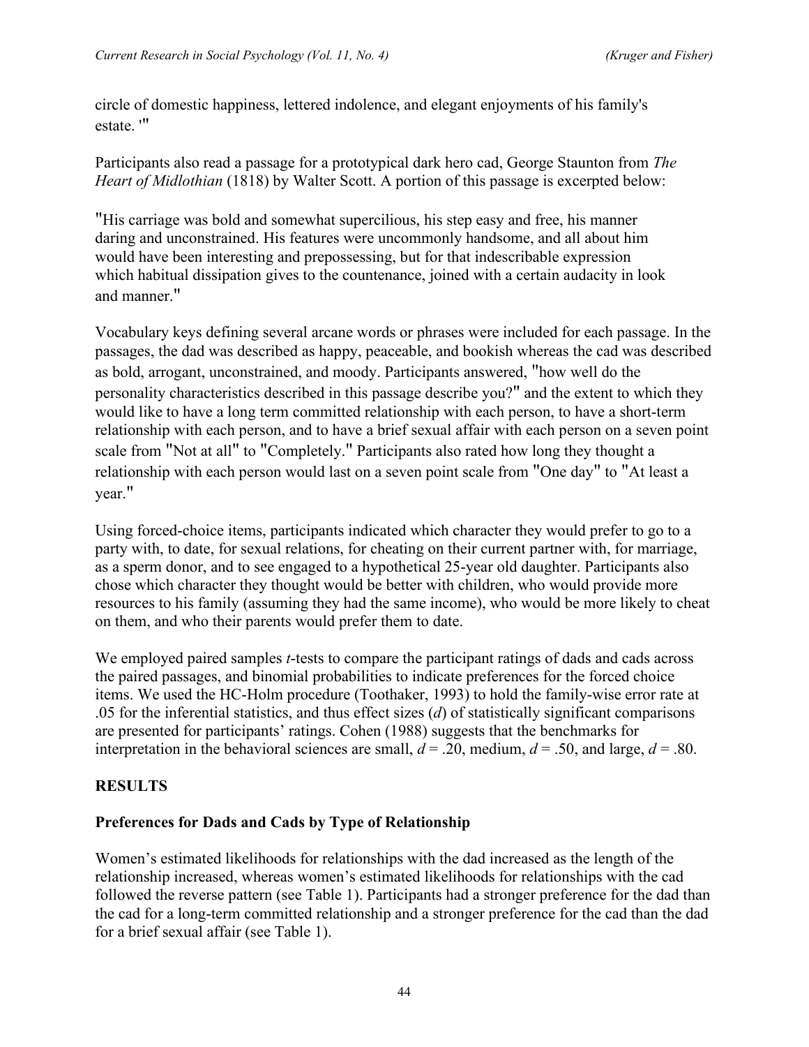circle of domestic happiness, lettered indolence, and elegant enjoyments of his family's estate. '"

Participants also read a passage for a prototypical dark hero cad, George Staunton from *The Heart of Midlothian* (1818) by Walter Scott. A portion of this passage is excerpted below:

"His carriage was bold and somewhat supercilious, his step easy and free, his manner daring and unconstrained. His features were uncommonly handsome, and all about him would have been interesting and prepossessing, but for that indescribable expression which habitual dissipation gives to the countenance, joined with a certain audacity in look and manner."

Vocabulary keys defining several arcane words or phrases were included for each passage. In the passages, the dad was described as happy, peaceable, and bookish whereas the cad was described as bold, arrogant, unconstrained, and moody. Participants answered, "how well do the personality characteristics described in this passage describe you?" and the extent to which they would like to have a long term committed relationship with each person, to have a short-term relationship with each person, and to have a brief sexual affair with each person on a seven point scale from "Not at all" to "Completely." Participants also rated how long they thought a relationship with each person would last on a seven point scale from "One day" to "At least a year."

Using forced-choice items, participants indicated which character they would prefer to go to a party with, to date, for sexual relations, for cheating on their current partner with, for marriage, as a sperm donor, and to see engaged to a hypothetical 25-year old daughter. Participants also chose which character they thought would be better with children, who would provide more resources to his family (assuming they had the same income), who would be more likely to cheat on them, and who their parents would prefer them to date.

We employed paired samples *t*-tests to compare the participant ratings of dads and cads across the paired passages, and binomial probabilities to indicate preferences for the forced choice items. We used the HC-Holm procedure (Toothaker, 1993) to hold the family-wise error rate at .05 for the inferential statistics, and thus effect sizes ($d$) of statistically significant comparisons are presented for participants' ratings. Cohen (1988) suggests that the benchmarks for interpretation in the behavioral sciences are small, $d = .20$, medium, $d = .50$, and large, $d = .80$.

## RESULTS

### Preferences for Dads and Cads by Type of Relationship

Women's estimated likelihoods for relationships with the dad increased as the length of the relationship increased, whereas women's estimated likelihoods for relationships with the cad followed the reverse pattern (see Table 1). Participants had a stronger preference for the dad than the cad for a long-term committed relationship and a stronger preference for the cad than the dad for a brief sexual affair (see Table 1).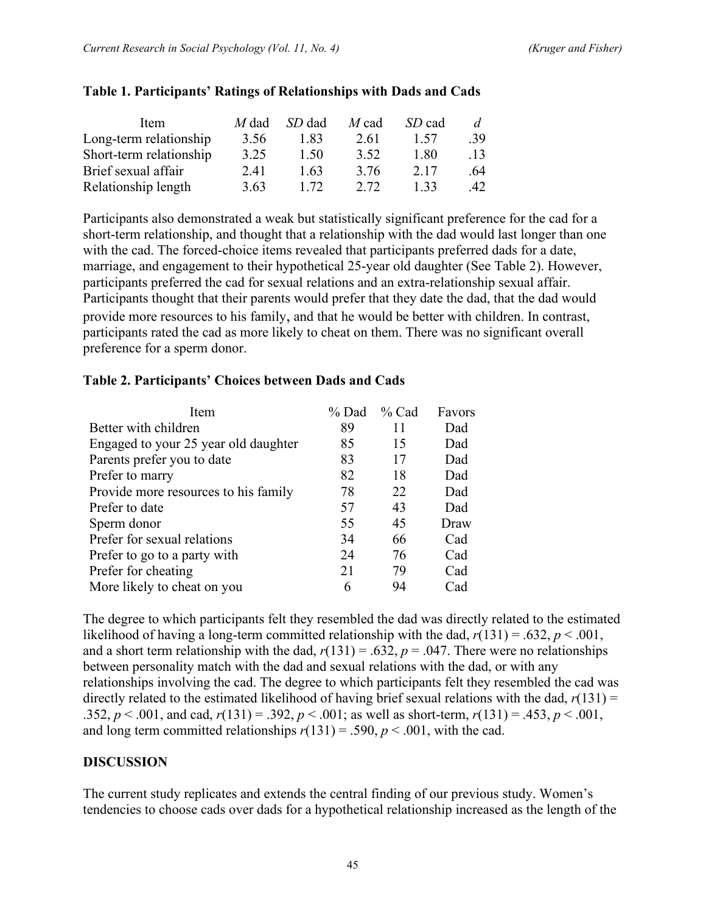**Table 1. Participants' Ratings of Relationships with Dads and Cads**

| Item | *M* dad | *SD* dad | *M* cad | *SD* cad | *d* |
|---|---|---|---|---|---|
| Long-term relationship | 3.56 | 1.83 | 2.61 | 1.57 | .39 |
| Short-term relationship | 3.25 | 1.50 | 3.52 | 1.80 | .13 |
| Brief sexual affair | 2.41 | 1.63 | 3.76 | 2.17 | .64 |
| Relationship length | 3.63 | 1.72 | 2.72 | 1.33 | .42 |

Participants also demonstrated a weak but statistically significant preference for the cad for a short-term relationship, and thought that a relationship with the dad would last longer than one with the cad. The forced-choice items revealed that participants preferred dads for a date, marriage, and engagement to their hypothetical 25-year old daughter (See Table 2). However, participants preferred the cad for sexual relations and an extra-relationship sexual affair. Participants thought that their parents would prefer that they date the dad, that the dad would provide more resources to his family, and that he would be better with children. In contrast, participants rated the cad as more likely to cheat on them. There was no significant overall preference for a sperm donor.

**Table 2. Participants' Choices between Dads and Cads**

| Item | % Dad | % Cad | Favors |
|---|---|---|---|
| Better with children | 89 | 11 | Dad |
| Engaged to your 25 year old daughter | 85 | 15 | Dad |
| Parents prefer you to date | 83 | 17 | Dad |
| Prefer to marry | 82 | 18 | Dad |
| Provide more resources to his family | 78 | 22 | Dad |
| Prefer to date | 57 | 43 | Dad |
| Sperm donor | 55 | 45 | Draw |
| Prefer for sexual relations | 34 | 66 | Cad |
| Prefer to go to a party with | 24 | 76 | Cad |
| Prefer for cheating | 21 | 79 | Cad |
| More likely to cheat on you | 6 | 94 | Cad |

The degree to which participants felt they resembled the dad was directly related to the estimated likelihood of having a long-term committed relationship with the dad, $r(131) = .632$, $p < .001$, and a short term relationship with the dad, $r(131) = .632$, $p = .047$. There were no relationships between personality match with the dad and sexual relations with the dad, or with any relationships involving the cad. The degree to which participants felt they resembled the cad was directly related to the estimated likelihood of having brief sexual relations with the dad, $r(131) = .352$, $p < .001$, and cad, $r(131) = .392$, $p < .001$; as well as short-term, $r(131) = .453$, $p < .001$, and long term committed relationships $r(131) = .590$, $p < .001$, with the cad.

## DISCUSSION

The current study replicates and extends the central finding of our previous study. Women's tendencies to choose cads over dads for a hypothetical relationship increased as the length of the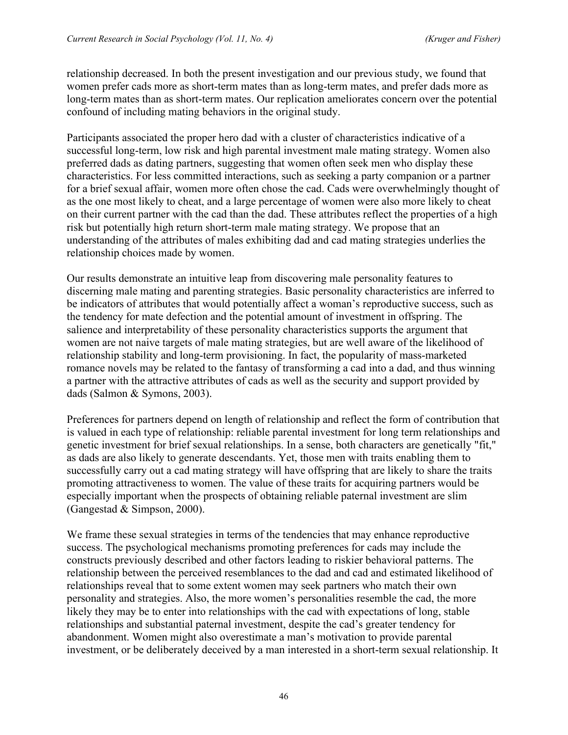relationship decreased. In both the present investigation and our previous study, we found that women prefer cads more as short-term mates than as long-term mates, and prefer dads more as long-term mates than as short-term mates. Our replication ameliorates concern over the potential confound of including mating behaviors in the original study.

Participants associated the proper hero dad with a cluster of characteristics indicative of a successful long-term, low risk and high parental investment male mating strategy. Women also preferred dads as dating partners, suggesting that women often seek men who display these characteristics. For less committed interactions, such as seeking a party companion or a partner for a brief sexual affair, women more often chose the cad. Cads were overwhelmingly thought of as the one most likely to cheat, and a large percentage of women were also more likely to cheat on their current partner with the cad than the dad. These attributes reflect the properties of a high risk but potentially high return short-term male mating strategy. We propose that an understanding of the attributes of males exhibiting dad and cad mating strategies underlies the relationship choices made by women.

Our results demonstrate an intuitive leap from discovering male personality features to discerning male mating and parenting strategies. Basic personality characteristics are inferred to be indicators of attributes that would potentially affect a woman's reproductive success, such as the tendency for mate defection and the potential amount of investment in offspring. The salience and interpretability of these personality characteristics supports the argument that women are not naive targets of male mating strategies, but are well aware of the likelihood of relationship stability and long-term provisioning. In fact, the popularity of mass-marketed romance novels may be related to the fantasy of transforming a cad into a dad, and thus winning a partner with the attractive attributes of cads as well as the security and support provided by dads (Salmon & Symons, 2003).

Preferences for partners depend on length of relationship and reflect the form of contribution that is valued in each type of relationship: reliable parental investment for long term relationships and genetic investment for brief sexual relationships. In a sense, both characters are genetically "fit," as dads are also likely to generate descendants. Yet, those men with traits enabling them to successfully carry out a cad mating strategy will have offspring that are likely to share the traits promoting attractiveness to women. The value of these traits for acquiring partners would be especially important when the prospects of obtaining reliable paternal investment are slim (Gangestad & Simpson, 2000).

We frame these sexual strategies in terms of the tendencies that may enhance reproductive success. The psychological mechanisms promoting preferences for cads may include the constructs previously described and other factors leading to riskier behavioral patterns. The relationship between the perceived resemblances to the dad and cad and estimated likelihood of relationships reveal that to some extent women may seek partners who match their own personality and strategies. Also, the more women's personalities resemble the cad, the more likely they may be to enter into relationships with the cad with expectations of long, stable relationships and substantial paternal investment, despite the cad's greater tendency for abandonment. Women might also overestimate a man's motivation to provide parental investment, or be deliberately deceived by a man interested in a short-term sexual relationship. It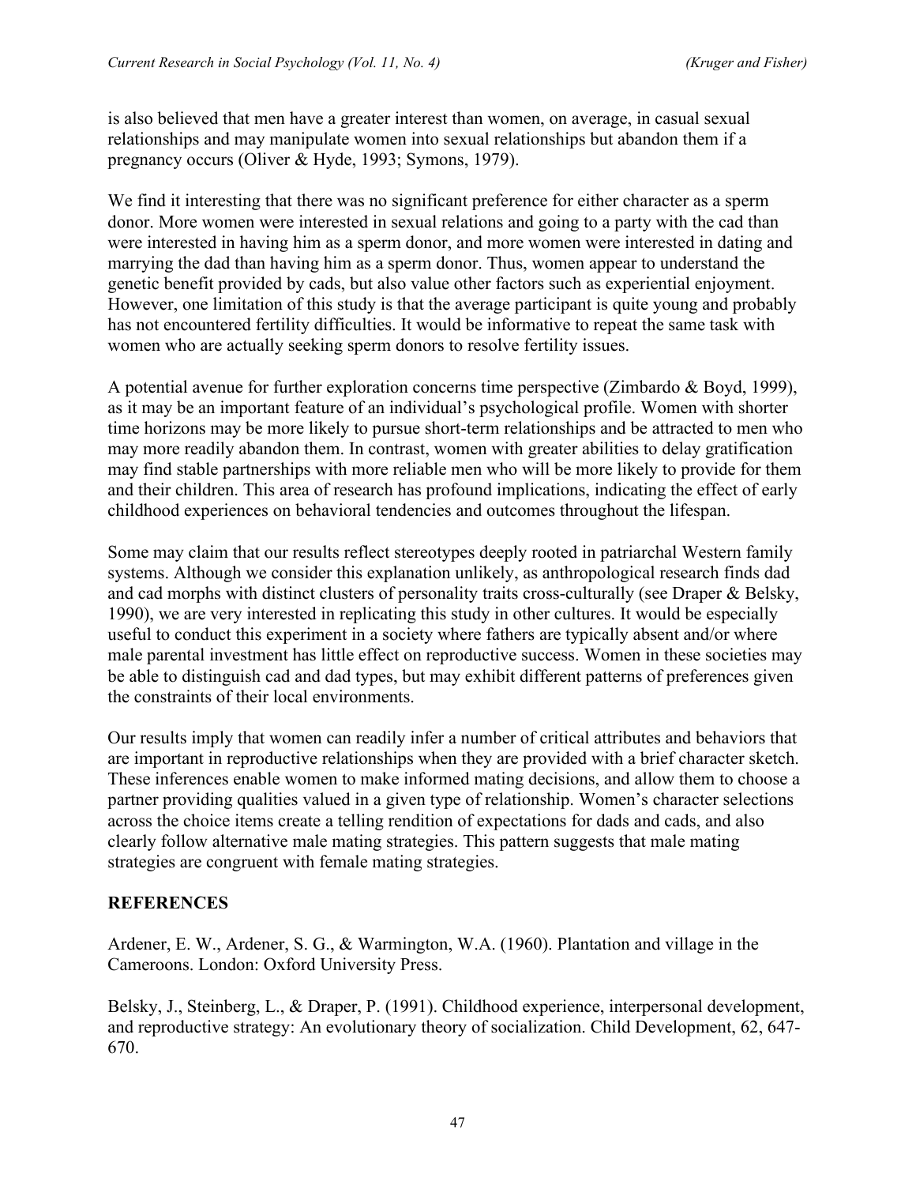is also believed that men have a greater interest than women, on average, in casual sexual relationships and may manipulate women into sexual relationships but abandon them if a pregnancy occurs (Oliver & Hyde, 1993; Symons, 1979).

We find it interesting that there was no significant preference for either character as a sperm donor. More women were interested in sexual relations and going to a party with the cad than were interested in having him as a sperm donor, and more women were interested in dating and marrying the dad than having him as a sperm donor. Thus, women appear to understand the genetic benefit provided by cads, but also value other factors such as experiential enjoyment. However, one limitation of this study is that the average participant is quite young and probably has not encountered fertility difficulties. It would be informative to repeat the same task with women who are actually seeking sperm donors to resolve fertility issues.

A potential avenue for further exploration concerns time perspective (Zimbardo & Boyd, 1999), as it may be an important feature of an individual's psychological profile. Women with shorter time horizons may be more likely to pursue short-term relationships and be attracted to men who may more readily abandon them. In contrast, women with greater abilities to delay gratification may find stable partnerships with more reliable men who will be more likely to provide for them and their children. This area of research has profound implications, indicating the effect of early childhood experiences on behavioral tendencies and outcomes throughout the lifespan.

Some may claim that our results reflect stereotypes deeply rooted in patriarchal Western family systems. Although we consider this explanation unlikely, as anthropological research finds dad and cad morphs with distinct clusters of personality traits cross-culturally (see Draper & Belsky, 1990), we are very interested in replicating this study in other cultures. It would be especially useful to conduct this experiment in a society where fathers are typically absent and/or where male parental investment has little effect on reproductive success. Women in these societies may be able to distinguish cad and dad types, but may exhibit different patterns of preferences given the constraints of their local environments.

Our results imply that women can readily infer a number of critical attributes and behaviors that are important in reproductive relationships when they are provided with a brief character sketch. These inferences enable women to make informed mating decisions, and allow them to choose a partner providing qualities valued in a given type of relationship. Women's character selections across the choice items create a telling rendition of expectations for dads and cads, and also clearly follow alternative male mating strategies. This pattern suggests that male mating strategies are congruent with female mating strategies.

## REFERENCES

Ardener, E. W., Ardener, S. G., & Warmington, W.A. (1960). Plantation and village in the Cameroons. London: Oxford University Press.

Belsky, J., Steinberg, L., & Draper, P. (1991). Childhood experience, interpersonal development, and reproductive strategy: An evolutionary theory of socialization. Child Development, 62, 647-670.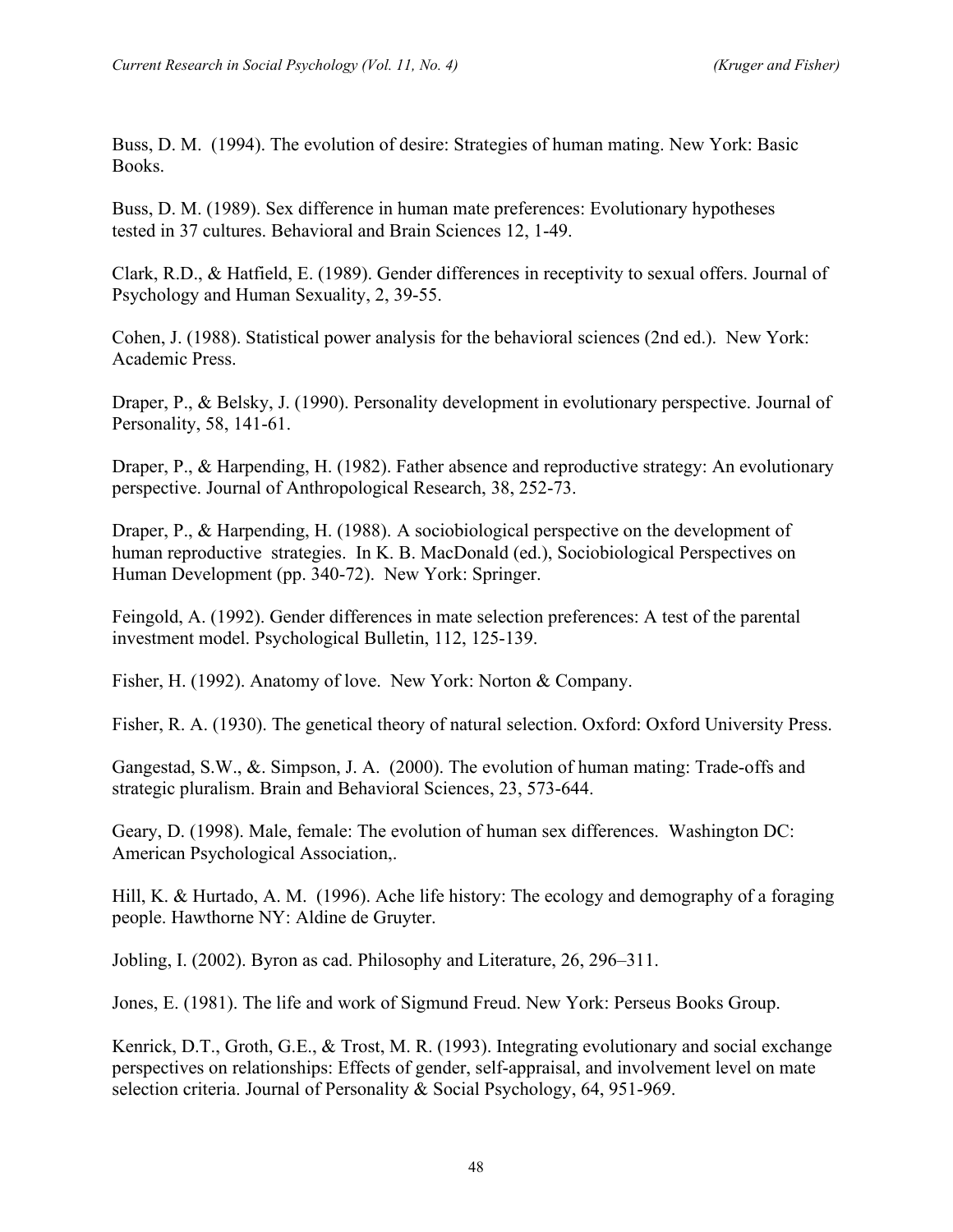Buss, D. M. (1994). The evolution of desire: Strategies of human mating. New York: Basic Books.

Buss, D. M. (1989). Sex difference in human mate preferences: Evolutionary hypotheses tested in 37 cultures. Behavioral and Brain Sciences 12, 1-49.

Clark, R.D., & Hatfield, E. (1989). Gender differences in receptivity to sexual offers. Journal of Psychology and Human Sexuality, 2, 39-55.

Cohen, J. (1988). Statistical power analysis for the behavioral sciences (2nd ed.). New York: Academic Press.

Draper, P., & Belsky, J. (1990). Personality development in evolutionary perspective. Journal of Personality, 58, 141-61.

Draper, P., & Harpending, H. (1982). Father absence and reproductive strategy: An evolutionary perspective. Journal of Anthropological Research, 38, 252-73.

Draper, P., & Harpending, H. (1988). A sociobiological perspective on the development of human reproductive strategies. In K. B. MacDonald (ed.), Sociobiological Perspectives on Human Development (pp. 340-72). New York: Springer.

Feingold, A. (1992). Gender differences in mate selection preferences: A test of the parental investment model. Psychological Bulletin, 112, 125-139.

Fisher, H. (1992). Anatomy of love. New York: Norton & Company.

Fisher, R. A. (1930). The genetical theory of natural selection. Oxford: Oxford University Press.

Gangestad, S.W., &. Simpson, J. A. (2000). The evolution of human mating: Trade-offs and strategic pluralism. Brain and Behavioral Sciences, 23, 573-644.

Geary, D. (1998). Male, female: The evolution of human sex differences. Washington DC: American Psychological Association,.

Hill, K. & Hurtado, A. M. (1996). Ache life history: The ecology and demography of a foraging people. Hawthorne NY: Aldine de Gruyter.

Jobling, I. (2002). Byron as cad. Philosophy and Literature, 26, 296–311.

Jones, E. (1981). The life and work of Sigmund Freud. New York: Perseus Books Group.

Kenrick, D.T., Groth, G.E., & Trost, M. R. (1993). Integrating evolutionary and social exchange perspectives on relationships: Effects of gender, self-appraisal, and involvement level on mate selection criteria. Journal of Personality & Social Psychology, 64, 951-969.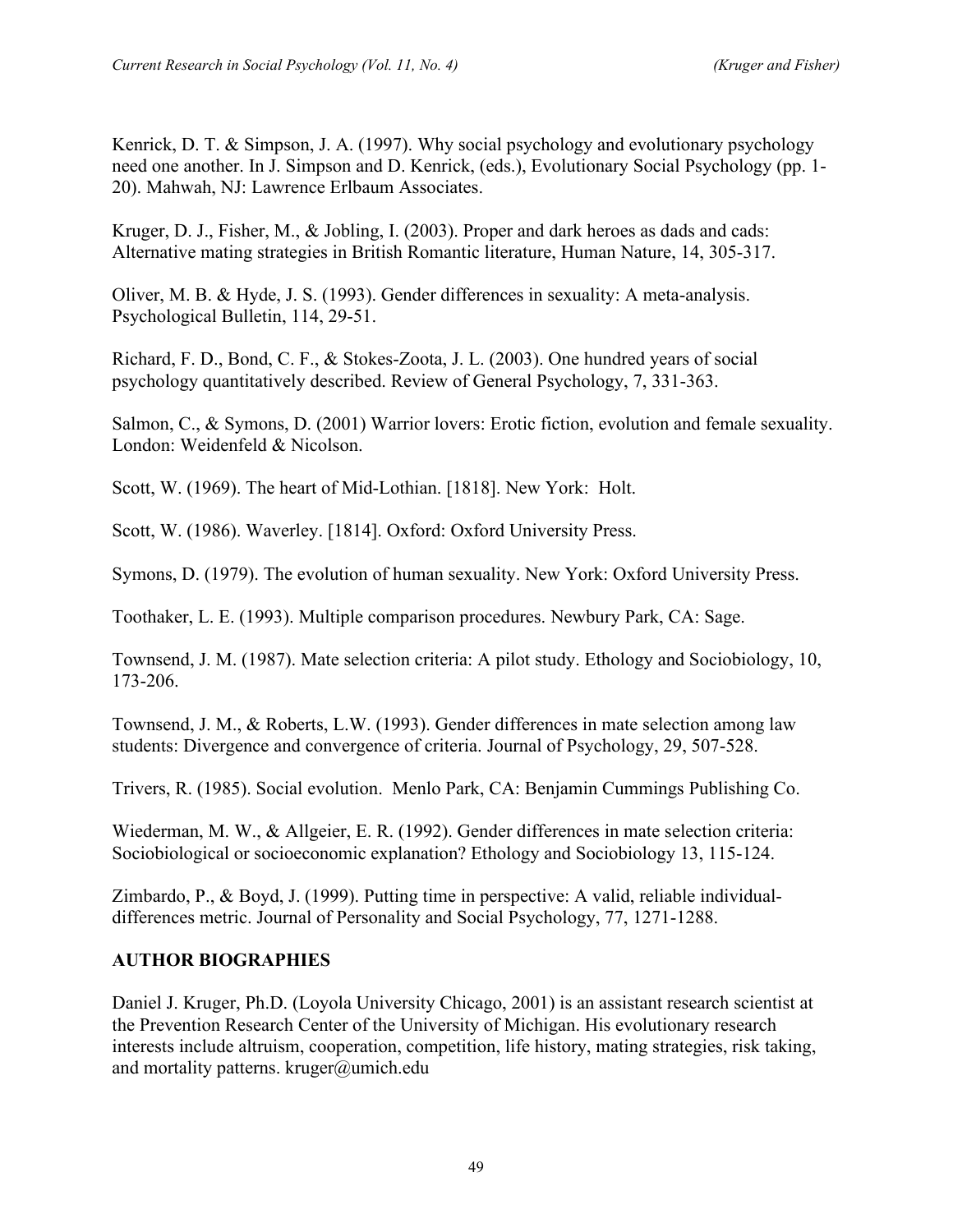Kenrick, D. T. & Simpson, J. A. (1997). Why social psychology and evolutionary psychology need one another. In J. Simpson and D. Kenrick, (eds.), Evolutionary Social Psychology (pp. 1-20). Mahwah, NJ: Lawrence Erlbaum Associates.

Kruger, D. J., Fisher, M., & Jobling, I. (2003). Proper and dark heroes as dads and cads: Alternative mating strategies in British Romantic literature, Human Nature, 14, 305-317.

Oliver, M. B. & Hyde, J. S. (1993). Gender differences in sexuality: A meta-analysis. Psychological Bulletin, 114, 29-51.

Richard, F. D., Bond, C. F., & Stokes-Zoota, J. L. (2003). One hundred years of social psychology quantitatively described. Review of General Psychology, 7, 331-363.

Salmon, C., & Symons, D. (2001) Warrior lovers: Erotic fiction, evolution and female sexuality. London: Weidenfeld & Nicolson.

Scott, W. (1969). The heart of Mid-Lothian. [1818]. New York: Holt.

Scott, W. (1986). Waverley. [1814]. Oxford: Oxford University Press.

Symons, D. (1979). The evolution of human sexuality. New York: Oxford University Press.

Toothaker, L. E. (1993). Multiple comparison procedures. Newbury Park, CA: Sage.

Townsend, J. M. (1987). Mate selection criteria: A pilot study. Ethology and Sociobiology, 10, 173-206.

Townsend, J. M., & Roberts, L.W. (1993). Gender differences in mate selection among law students: Divergence and convergence of criteria. Journal of Psychology, 29, 507-528.

Trivers, R. (1985). Social evolution. Menlo Park, CA: Benjamin Cummings Publishing Co.

Wiederman, M. W., & Allgeier, E. R. (1992). Gender differences in mate selection criteria: Sociobiological or socioeconomic explanation? Ethology and Sociobiology 13, 115-124.

Zimbardo, P., & Boyd, J. (1999). Putting time in perspective: A valid, reliable individual-differences metric. Journal of Personality and Social Psychology, 77, 1271-1288.

## AUTHOR BIOGRAPHIES

Daniel J. Kruger, Ph.D. (Loyola University Chicago, 2001) is an assistant research scientist at the Prevention Research Center of the University of Michigan. His evolutionary research interests include altruism, cooperation, competition, life history, mating strategies, risk taking, and mortality patterns. kruger@umich.edu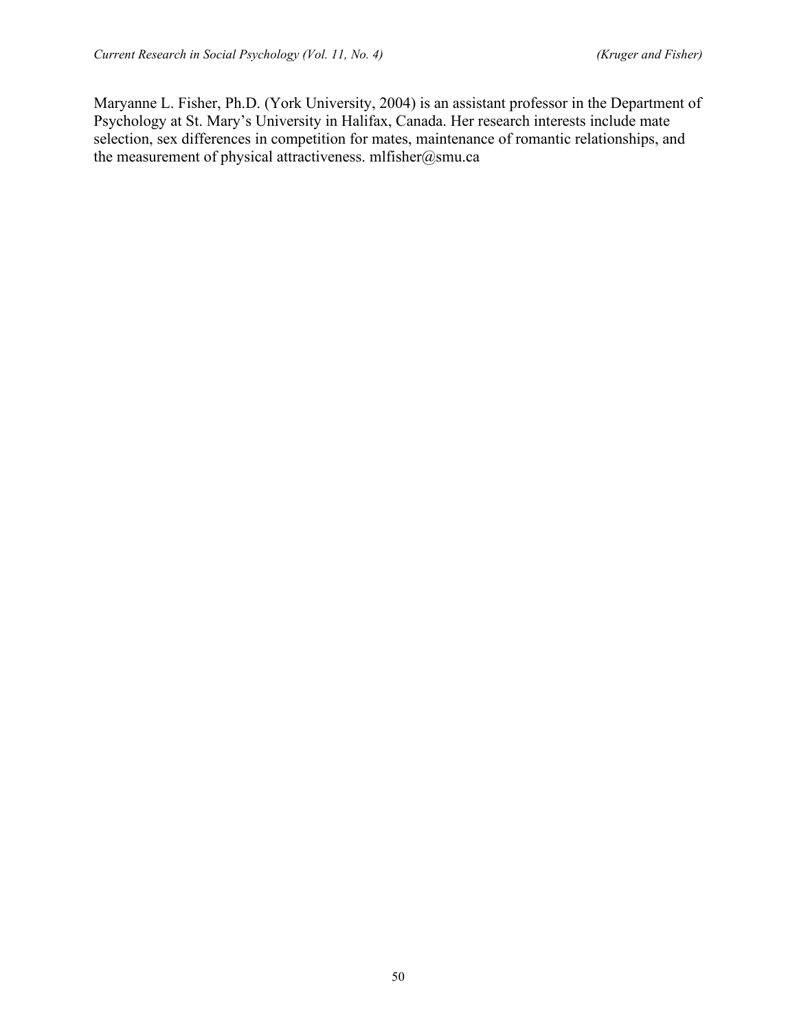Maryanne L. Fisher, Ph.D. (York University, 2004) is an assistant professor in the Department of Psychology at St. Mary's University in Halifax, Canada. Her research interests include mate selection, sex differences in competition for mates, maintenance of romantic relationships, and the measurement of physical attractiveness. mlfisher@smu.ca